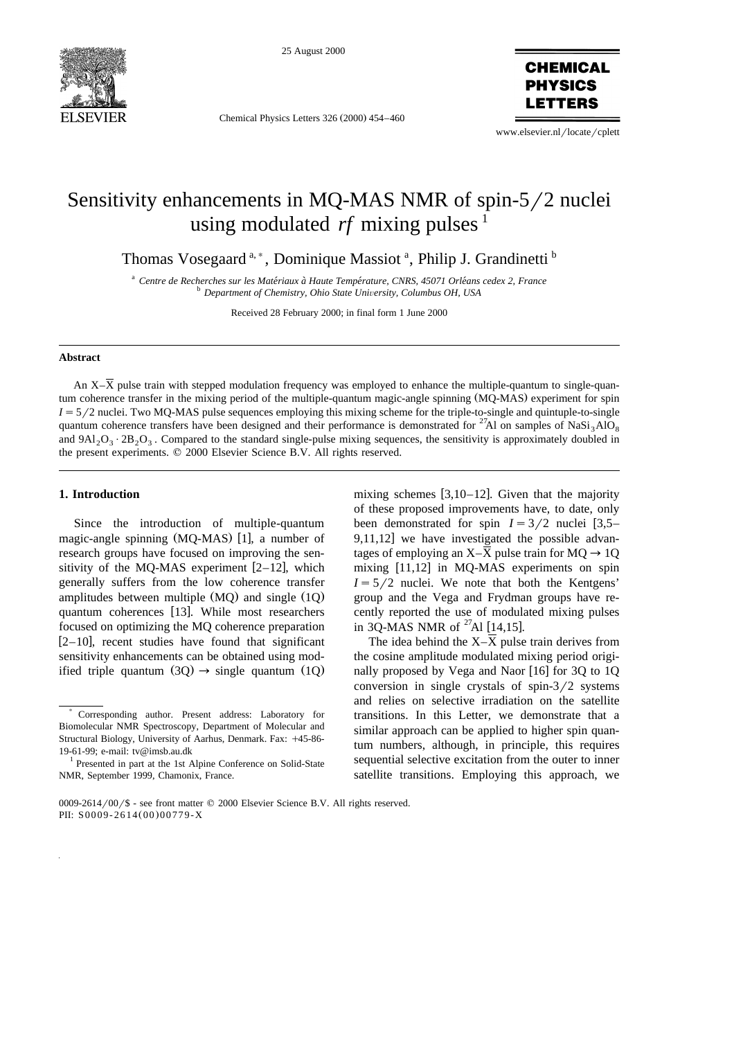# Sensitivity enhancements in MQ-MAS NMR of spin-5/2 nuclei using modulated *rf* mixing pulses [1]

Thomas Vosegaard [a,*], Dominique Massiot [a], Philip J. Grandinetti [b]

[a] *Centre de Recherches sur les Matériaux à Haute Température, CNRS, 45071 Orléans cedex 2, France*
[b] *Department of Chemistry, Ohio State University, Columbus OH, USA*

Received 28 February 2000; in final form 1 June 2000

## Abstract

An X–$\overline{\text{X}}$ pulse train with stepped modulation frequency was employed to enhance the multiple-quantum to single-quantum coherence transfer in the mixing period of the multiple-quantum magic-angle spinning (MQ-MAS) experiment for spin $I = 5/2$ nuclei. Two MQ-MAS pulse sequences employing this mixing scheme for the triple-to-single and quintuple-to-single quantum coherence transfers have been designed and their performance is demonstrated for $^{27}$Al on samples of $NaSi_3AlO_8$ and $9Al_2O_3 \cdot 2B_2O_3$. Compared to the standard single-pulse mixing sequences, the sensitivity is approximately doubled in the present experiments. © 2000 Elsevier Science B.V. All rights reserved.

## 1. Introduction

Since the introduction of multiple-quantum magic-angle spinning (MQ-MAS) [1], a number of research groups have focused on improving the sensitivity of the MQ-MAS experiment [2–12], which generally suffers from the low coherence transfer amplitudes between multiple (MQ) and single (1Q) quantum coherences [13]. While most researchers focused on optimizing the MQ coherence preparation [2–10], recent studies have found that significant sensitivity enhancements can be obtained using modified triple quantum (3Q) → single quantum (1Q) mixing schemes [3,10–12]. Given that the majority of these proposed improvements have, to date, only been demonstrated for spin $I = 3/2$ nuclei [3,5–9,11,12] we have investigated the possible advantages of employing an X–$\overline{\text{X}}$ pulse train for MQ → 1Q mixing [11,12] in MQ-MAS experiments on spin $I = 5/2$ nuclei. We note that both the Kentgens' group and the Vega and Frydman groups have recently reported the use of modulated mixing pulses in 3Q-MAS NMR of $^{27}$Al [14,15].

The idea behind the X–$\overline{\text{X}}$ pulse train derives from the cosine amplitude modulated mixing period originally proposed by Vega and Naor [16] for 3Q to 1Q conversion in single crystals of spin-3/2 systems and relies on selective irradiation on the satellite transitions. In this Letter, we demonstrate that a similar approach can be applied to higher spin quantum numbers, although, in principle, this requires sequential selective excitation from the outer to inner satellite transitions. Employing this approach, we

---

[*] Corresponding author. Present address: Laboratory for Biomolecular NMR Spectroscopy, Department of Molecular and Structural Biology, University of Aarhus, Denmark. Fax: +45-86-19-61-99; e-mail: tv@imsb.au.dk

[1] Presented in part at the 1st Alpine Conference on Solid-State NMR, September 1999, Chamonix, France.

0009-2614/00/$ - see front matter © 2000 Elsevier Science B.V. All rights reserved.
PII: S0009-2614(00)00779-X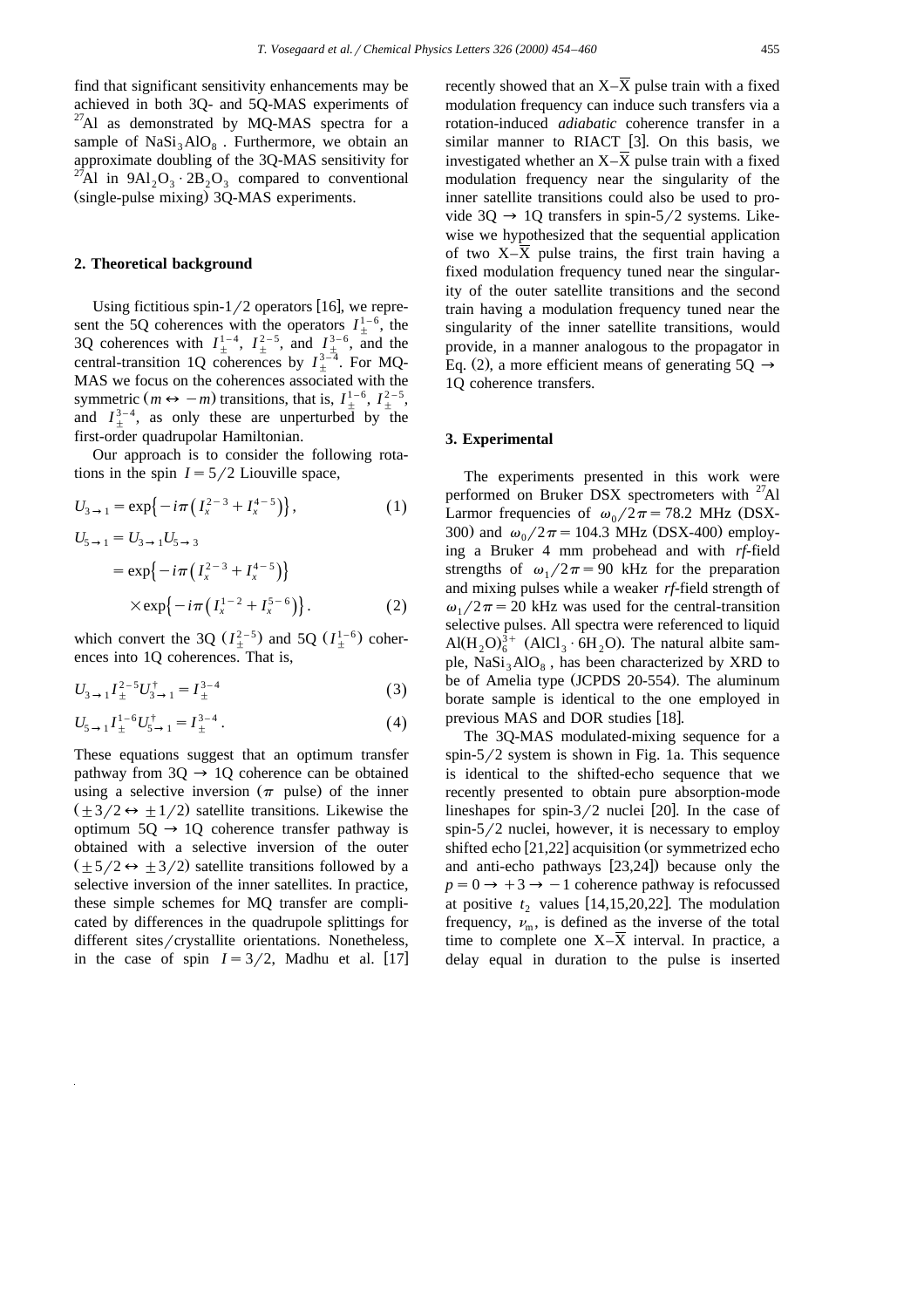find that significant sensitivity enhancements may be achieved in both 3Q- and 5Q-MAS experiments of $^{27}Al$ as demonstrated by MQ-MAS spectra for a sample of $NaSi_3AlO_8$. Furthermore, we obtain an approximate doubling of the 3Q-MAS sensitivity for $^{27}Al$ in $9Al_2O_3 \cdot 2B_2O_3$ compared to conventional (single-pulse mixing) 3Q-MAS experiments.

## 2. Theoretical background

Using fictitious spin-1/2 operators [16], we represent the 5Q coherences with the operators $I_{\pm}^{1-6}$, the 3Q coherences with $I_{\pm}^{1-4}$, $I_{\pm}^{2-5}$, and $I_{\pm}^{3-6}$, and the central-transition 1Q coherences by $I_{\pm}^{3-4}$. For MQ-MAS we focus on the coherences associated with the symmetric ($m \leftrightarrow -m$) transitions, that is, $I_{\pm}^{1-6}$, $I_{\pm}^{2-5}$, and $I_{\pm}^{3-4}$, as only these are unperturbed by the first-order quadrupolar Hamiltonian.

Our approach is to consider the following rotations in the spin $I = 5/2$ Liouville space,

$$U_{3\to 1} = \exp\{-i\pi(I_x^{2-3} + I_x^{4-5})\}, \tag{1}$$

$$\begin{aligned} U_{5\to 1} &= U_{3\to 1}U_{5\to 3} \\ &= \exp\{-i\pi(I_x^{2-3} + I_x^{4-5})\} \\ &\quad \times \exp\{-i\pi(I_x^{1-2} + I_x^{5-6})\}. \end{aligned} \tag{2}$$

which convert the 3Q ($I_{\pm}^{2-5}$) and 5Q ($I_{\pm}^{1-6}$) coherences into 1Q coherences. That is,

$$U_{3\to 1} I_{\pm}^{2-5} U_{3\to 1}^{\dagger} = I_{\pm}^{3-4} \tag{3}$$

$$U_{5\to 1} I_{\pm}^{1-6} U_{5\to 1}^{\dagger} = I_{\pm}^{3-4}. \tag{4}$$

These equations suggest that an optimum transfer pathway from 3Q → 1Q coherence can be obtained using a selective inversion ($\pi$ pulse) of the inner ($\pm 3/2 \leftrightarrow \pm 1/2$) satellite transitions. Likewise the optimum 5Q → 1Q coherence transfer pathway is obtained with a selective inversion of the outer ($\pm 5/2 \leftrightarrow \pm 3/2$) satellite transitions followed by a selective inversion of the inner satellites. In practice, these simple schemes for MQ transfer are complicated by differences in the quadrupole splittings for different sites/crystallite orientations. Nonetheless, in the case of spin $I = 3/2$, Madhu et al. [17] recently showed that an X–$\overline{\text{X}}$ pulse train with a fixed modulation frequency can induce such transfers via a rotation-induced *adiabatic* coherence transfer in a similar manner to RIACT [3]. On this basis, we investigated whether an X–$\overline{\text{X}}$ pulse train with a fixed modulation frequency near the singularity of the inner satellite transitions could also be used to provide 3Q → 1Q transfers in spin-5/2 systems. Likewise we hypothesized that the sequential application of two X–$\overline{\text{X}}$ pulse trains, the first train having a fixed modulation frequency tuned near the singularity of the outer satellite transitions and the second train having a modulation frequency tuned near the singularity of the inner satellite transitions, would provide, in a manner analogous to the propagator in Eq. (2), a more efficient means of generating 5Q → 1Q coherence transfers.

## 3. Experimental

The experiments presented in this work were performed on Bruker DSX spectrometers with $^{27}Al$ Larmor frequencies of $\omega_0/2\pi = 78.2$ MHz (DSX-300) and $\omega_0/2\pi = 104.3$ MHz (DSX-400) employing a Bruker 4 mm probehead and with *rf*-field strengths of $\omega_1/2\pi = 90$ kHz for the preparation and mixing pulses while a weaker *rf*-field strength of $\omega_1/2\pi = 20$ kHz was used for the central-transition selective pulses. All spectra were referenced to liquid $Al(H_2O)_6^{3+}$ ($AlCl_3 \cdot 6H_2O$). The natural albite sample, $NaSi_3AlO_8$, has been characterized by XRD to be of Amelia type (JCPDS 20-554). The aluminum borate sample is identical to the one employed in previous MAS and DOR studies [18].

The 3Q-MAS modulated-mixing sequence for a spin-5/2 system is shown in Fig. 1a. This sequence is identical to the shifted-echo sequence that we recently presented to obtain pure absorption-mode lineshapes for spin-3/2 nuclei [20]. In the case of spin-5/2 nuclei, however, it is necessary to employ shifted echo [21,22] acquisition (or symmetrized echo and anti-echo pathways [23,24]) because only the $p = 0 \to +3 \to -1$ coherence pathway is refocussed at positive $t_2$ values [14,15,20,22]. The modulation frequency, $\nu_m$, is defined as the inverse of the total time to complete one X–$\overline{\text{X}}$ interval. In practice, a delay equal in duration to the pulse is inserted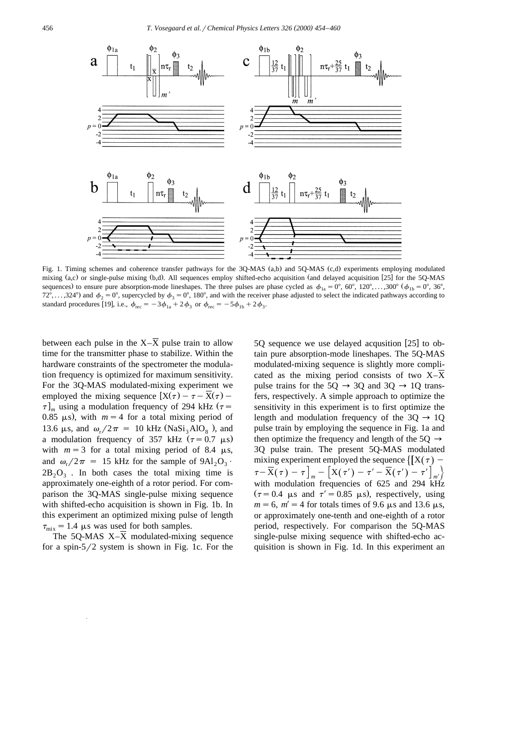Fig. 1. Timing schemes and coherence transfer pathways for the 3Q-MAS (a,b) and 5Q-MAS (c,d) experiments employing modulated mixing (a,c) or single-pulse mixing (b,d). All sequences employ shifted-echo acquisition (and delayed acquisition [25] for the 5Q-MAS sequences) to ensure pure absorption-mode lineshapes. The three pulses are phase cycled as $\phi_{1a} = 0°, 60°, 120°, \ldots, 300°$ ($\phi_{1b} = 0°, 36°, 72°, \ldots, 324°$) and $\phi_2 = 0°$, supercycled by $\phi_3 = 0°, 180°$, and with the receiver phase adjusted to select the indicated pathways according to standard procedures [19], i.e., $\phi_{rec} = -3\phi_{1a} + 2\phi_3$ or $\phi_{rec} = -5\phi_{1b} + 2\phi_3$.

between each pulse in the X–$\overline{\text{X}}$ pulse train to allow time for the transmitter phase to stabilize. Within the hardware constraints of the spectrometer the modulation frequency is optimized for maximum sensitivity. For the 3Q-MAS modulated-mixing experiment we employed the mixing sequence $[\text{X}(\tau) - \tau - \overline{\text{X}}(\tau) - \tau]_m$ using a modulation frequency of 294 kHz ($\tau = 0.85$ μs), with $m = 4$ for a total mixing period of 13.6 μs, and $\omega_r/2\pi = 10$ kHz ($NaSi_3AlO_8$), and a modulation frequency of 357 kHz ($\tau = 0.7$ μs) with $m = 3$ for a total mixing period of 8.4 μs, and $\omega_r/2\pi = 15$ kHz for the sample of $9Al_2O_3 \cdot 2B_2O_3$. In both cases the total mixing time is approximately one-eighth of a rotor period. For comparison the 3Q-MAS single-pulse mixing sequence with shifted-echo acquisition is shown in Fig. 1b. In this experiment an optimized mixing pulse of length $\tau_{mix} = 1.4$ μs was used for both samples.

The 5Q-MAS X–$\overline{\text{X}}$ modulated-mixing sequence for a spin-5/2 system is shown in Fig. 1c. For the 5Q sequence we use delayed acqusition [25] to obtain pure absorption-mode lineshapes. The 5Q-MAS modulated-mixing sequence is slightly more complicated as the mixing period consists of two X–$\overline{\text{X}}$ pulse trains for the 5Q → 3Q and 3Q → 1Q transfers, respectively. A simple approach to optimize the sensitivity in this experiment is to first optimize the length and modulation frequency of the 3Q → 1Q pulse train by employing the sequence in Fig. 1a and then optimize the frequency and length of the 5Q → 3Q pulse train. The present 5Q-MAS modulated mixing experiment employed the sequence $\{[\text{X}(\tau) - \tau - \overline{\text{X}}(\tau) - \tau]_m - [\text{X}(\tau') - \tau' - \overline{\text{X}}(\tau') - \tau']_{m'}\}$ with modulation frequencies of 625 and 294 kHz ($\tau = 0.4$ μs and $\tau' = 0.85$ μs), respectively, using $m = 6$, $m' = 4$ for totals times of 9.6 μs and 13.6 μs, or approximately one-tenth and one-eighth of a rotor period, respectively. For comparison the 5Q-MAS single-pulse mixing sequence with shifted-echo acquisition is shown in Fig. 1d. In this experiment an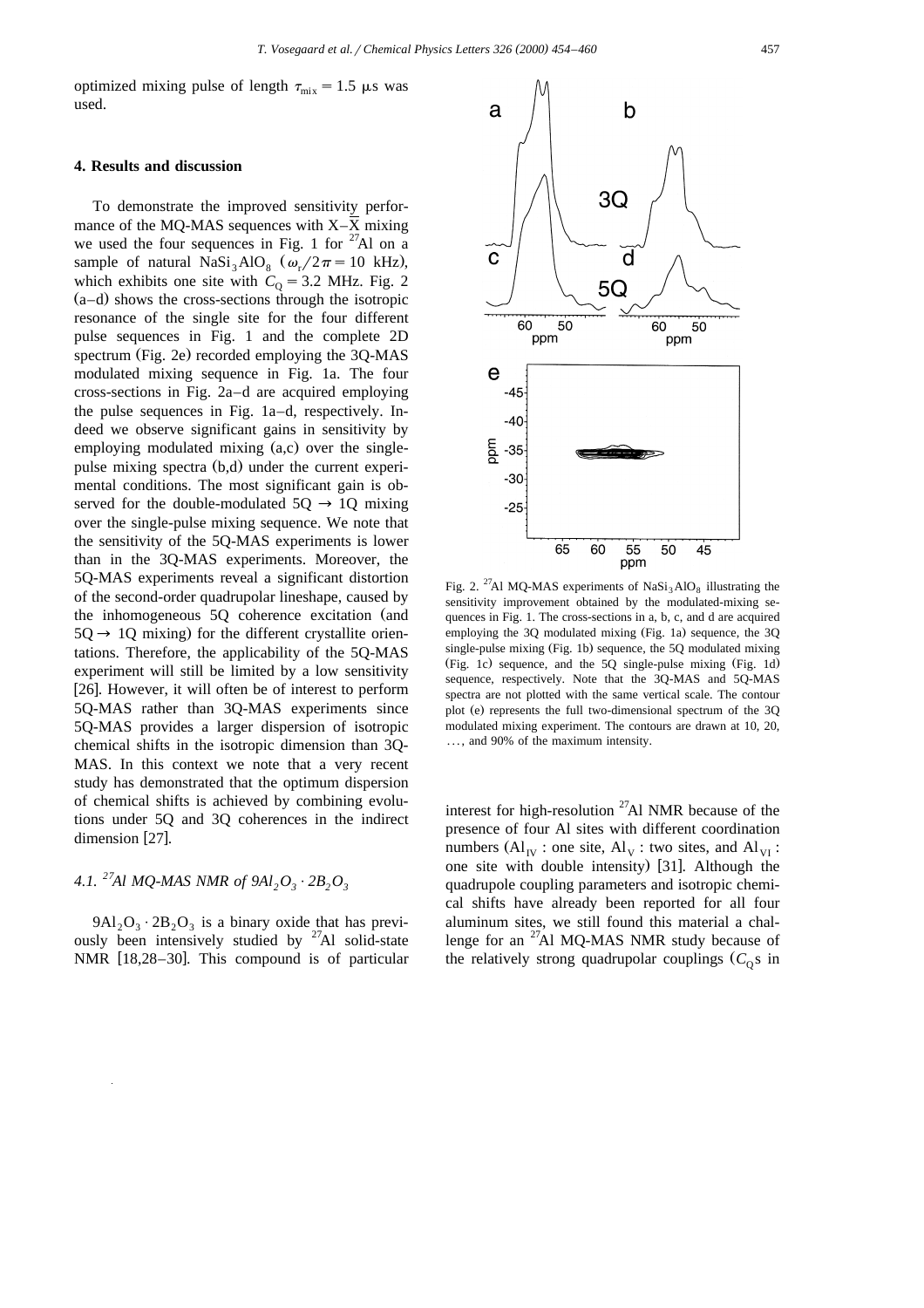optimized mixing pulse of length $\tau_{mix} = 1.5$ μs was used.

## 4. Results and discussion

To demonstrate the improved sensitivity performance of the MQ-MAS sequences with $X$–$\bar{X}$ mixing we used the four sequences in Fig. 1 for $^{27}Al$ on a sample of natural $NaSi_3AlO_8$ ($\omega_r/2\pi = 10$ kHz), which exhibits one site with $C_Q = 3.2$ MHz. Fig. 2 (a–d) shows the cross-sections through the isotropic resonance of the single site for the four different pulse sequences in Fig. 1 and the complete 2D spectrum (Fig. 2e) recorded employing the 3Q-MAS modulated mixing sequence in Fig. 1a. The four cross-sections in Fig. 2a–d are acquired employing the pulse sequences in Fig. 1a–d, respectively. Indeed we observe significant gains in sensitivity by employing modulated mixing (a,c) over the single-pulse mixing spectra (b,d) under the current experimental conditions. The most significant gain is observed for the double-modulated 5Q → 1Q mixing over the single-pulse mixing sequence. We note that the sensitivity of the 5Q-MAS experiments is lower than in the 3Q-MAS experiments. Moreover, the 5Q-MAS experiments reveal a significant distortion of the second-order quadrupolar lineshape, caused by the inhomogeneous 5Q coherence excitation (and 5Q → 1Q mixing) for the different crystallite orientations. Therefore, the applicability of the 5Q-MAS experiment will still be limited by a low sensitivity [26]. However, it will often be of interest to perform 5Q-MAS rather than 3Q-MAS experiments since 5Q-MAS provides a larger dispersion of isotropic chemical shifts in the isotropic dimension than 3Q-MAS. In this context we note that a very recent study has demonstrated that the optimum dispersion of chemical shifts is achieved by combining evolutions under 5Q and 3Q coherences in the indirect dimension [27].

Fig. 2. $^{27}Al$ MQ-MAS experiments of $NaSi_3AlO_8$ illustrating the sensitivity improvement obtained by the modulated-mixing sequences in Fig. 1. The cross-sections in a, b, c, and d are acquired employing the 3Q modulated mixing (Fig. 1a) sequence, the 3Q single-pulse mixing (Fig. 1b) sequence, the 5Q modulated mixing (Fig. 1c) sequence, and the 5Q single-pulse mixing (Fig. 1d) sequence, respectively. Note that the 3Q-MAS and 5Q-MAS spectra are not plotted with the same vertical scale. The contour plot (e) represents the full two-dimensional spectrum of the 3Q modulated mixing experiment. The contours are drawn at 10, 20, ..., and 90% of the maximum intensity.

### 4.1. $^{27}Al$ MQ-MAS NMR of $9Al_2O_3 \cdot 2B_2O_3$

$9Al_2O_3 \cdot 2B_2O_3$ is a binary oxide that has previously been intensively studied by $^{27}Al$ solid-state NMR [18,28–30]. This compound is of particular interest for high-resolution $^{27}Al$ NMR because of the presence of four Al sites with different coordination numbers ($Al_{IV}$ : one site, $Al_V$ : two sites, and $Al_{VI}$ : one site with double intensity) [31]. Although the quadrupole coupling parameters and isotropic chemical shifts have already been reported for all four aluminum sites, we still found this material a challenge for an $^{27}Al$ MQ-MAS NMR study because of the relatively strong quadrupolar couplings ($C_Q$s in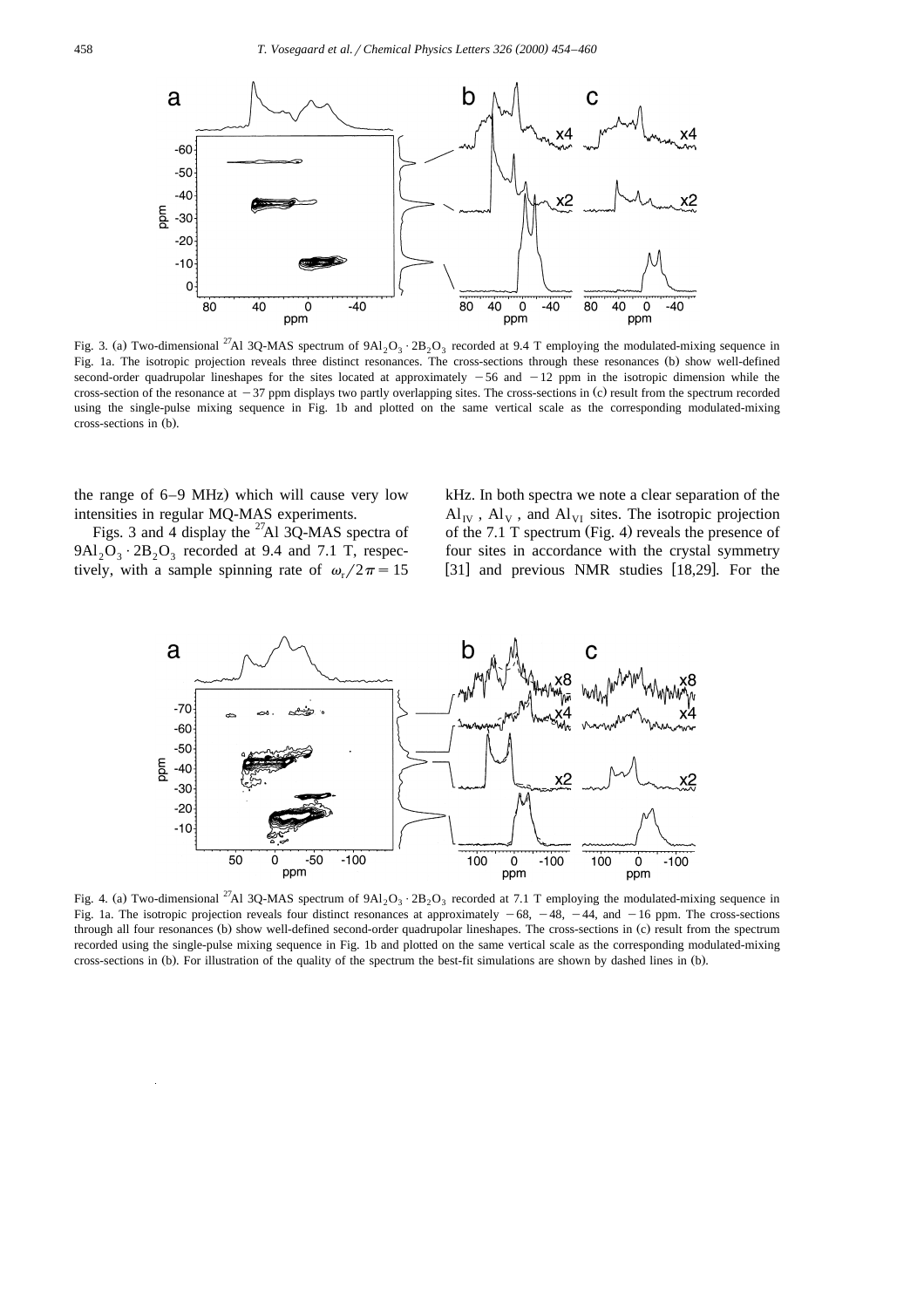Fig. 3. (a) Two-dimensional $^{27}$Al 3Q-MAS spectrum of $9Al_2O_3 \cdot 2B_2O_3$ recorded at 9.4 T employing the modulated-mixing sequence in Fig. 1a. The isotropic projection reveals three distinct resonances. The cross-sections through these resonances (b) show well-defined second-order quadrupolar lineshapes for the sites located at approximately −56 and −12 ppm in the isotropic dimension while the cross-section of the resonance at −37 ppm displays two partly overlapping sites. The cross-sections in (c) result from the spectrum recorded using the single-pulse mixing sequence in Fig. 1b and plotted on the same vertical scale as the corresponding modulated-mixing cross-sections in (b).

the range of 6–9 MHz) which will cause very low intensities in regular MQ-MAS experiments.

Figs. 3 and 4 display the $^{27}$Al 3Q-MAS spectra of $9Al_2O_3 \cdot 2B_2O_3$ recorded at 9.4 and 7.1 T, respectively, with a sample spinning rate of $\omega_r/2\pi = 15$ kHz. In both spectra we note a clear separation of the $Al_{IV}$, $Al_V$, and $Al_{VI}$ sites. The isotropic projection of the 7.1 T spectrum (Fig. 4) reveals the presence of four sites in accordance with the crystal symmetry [31] and previous NMR studies [18,29]. For the

Fig. 4. (a) Two-dimensional $^{27}$Al 3Q-MAS spectrum of $9Al_2O_3 \cdot 2B_2O_3$ recorded at 7.1 T employing the modulated-mixing sequence in Fig. 1a. The isotropic projection reveals four distinct resonances at approximately −68, −48, −44, and −16 ppm. The cross-sections through all four resonances (b) show well-defined second-order quadrupolar lineshapes. The cross-sections in (c) result from the spectrum recorded using the single-pulse mixing sequence in Fig. 1b and plotted on the same vertical scale as the corresponding modulated-mixing cross-sections in (b). For illustration of the quality of the spectrum the best-fit simulations are shown by dashed lines in (b).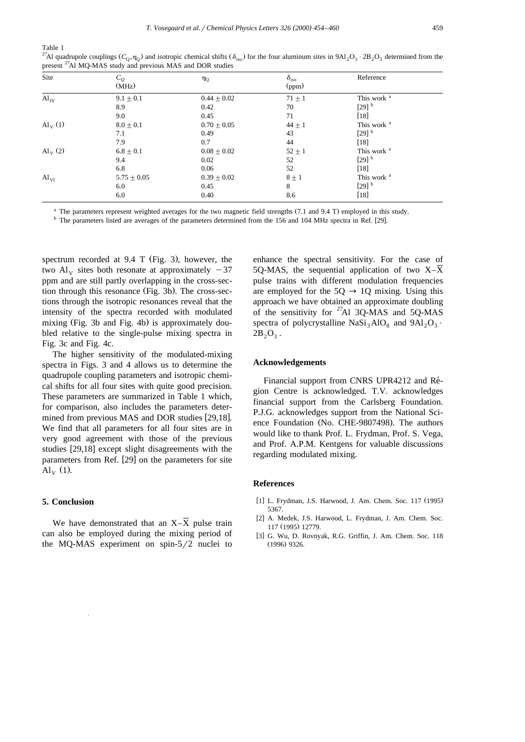Table 1

$^{27}$Al quadrupole couplings ($C_Q$,$\eta_Q$) and isotropic chemical shifts ($\delta_{iso}$) for the four aluminum sites in $9Al_2O_3 \cdot 2B_2O_3$ determined from the present $^{27}$Al MQ-MAS study and previous MAS and DOR studies

| Site | $C_Q$ (MHz) | $\eta_Q$ | $\delta_{iso}$ (ppm) | Reference |
|---|---|---|---|---|
| $Al_{IV}$ | $9.1 \pm 0.1$ | $0.44 \pm 0.02$ | $71 \pm 1$ | This work [a] |
| | 8.9 | 0.42 | 70 | [29] [b] |
| | 9.0 | 0.45 | 71 | [18] |
| $Al_V$ (1) | $8.0 \pm 0.1$ | $0.70 \pm 0.05$ | $44 \pm 1$ | This work [a] |
| | 7.1 | 0.49 | 43 | [29] [b] |
| | 7.9 | 0.7 | 44 | [18] |
| $Al_V$ (2) | $6.8 \pm 0.1$ | $0.08 \pm 0.02$ | $52 \pm 1$ | This work [a] |
| | 9.4 | 0.02 | 52 | [29] [b] |
| | 6.8 | 0.06 | 52 | [18] |
| $Al_{VI}$ | $5.75 \pm 0.05$ | $0.39 \pm 0.02$ | $8 \pm 1$ | This work [a] |
| | 6.0 | 0.45 | 8 | [29] [b] |
| | 6.0 | 0.40 | 8.6 | [18] |

[a] The parameters represent weighted averages for the two magnetic field strengths (7.1 and 9.4 T) employed in this study.

[b] The parameters listed are averages of the parameters determined from the 156 and 104 MHz spectra in Ref. [29].

spectrum recorded at 9.4 T (Fig. 3), however, the two $Al_V$ sites both resonate at approximately $-37$ ppm and are still partly overlapping in the cross-section through this resonance (Fig. 3b). The cross-sections through the isotropic resonances reveal that the intensity of the spectra recorded with modulated mixing (Fig. 3b and Fig. 4b) is approximately doubled relative to the single-pulse mixing spectra in Fig. 3c and Fig. 4c.

The higher sensitivity of the modulated-mixing spectra in Figs. 3 and 4 allows us to determine the quadrupole coupling parameters and isotropic chemical shifts for all four sites with quite good precision. These parameters are summarized in Table 1 which, for comparison, also includes the parameters determined from previous MAS and DOR studies [29,18]. We find that all parameters for all four sites are in very good agreement with those of the previous studies [29,18] except slight disagreements with the parameters from Ref. [29] on the parameters for site $Al_V$ (1).

## 5. Conclusion

We have demonstrated that an $X$–$\overline{X}$ pulse train can also be employed during the mixing period of the MQ-MAS experiment on spin-5/2 nuclei to enhance the spectral sensitivity. For the case of 5Q-MAS, the sequential application of two $X$–$\overline{X}$ pulse trains with different modulation frequencies are employed for the $5Q \rightarrow 1Q$ mixing. Using this approach we have obtained an approximate doubling of the sensitivity for $^{27}$Al 3Q-MAS and 5Q-MAS spectra of polycrystalline $NaSi_3AlO_8$ and $9Al_2O_3 \cdot 2B_2O_3$.

## Acknowledgements

Financial support from CNRS UPR4212 and Région Centre is acknowledged. T.V. acknowledges financial support from the Carlsberg Foundation. P.J.G. acknowledges support from the National Science Foundation (No. CHE-9807498). The authors would like to thank Prof. L. Frydman, Prof. S. Vega, and Prof. A.P.M. Kentgens for valuable discussions regarding modulated mixing.

## References

[1] L. Frydman, J.S. Harwood, J. Am. Chem. Soc. 117 (1995) 5367.

[2] A. Medek, J.S. Harwood, L. Frydman, J. Am. Chem. Soc. 117 (1995) 12779.

[3] G. Wu, D. Rovnyak, R.G. Griffin, J. Am. Chem. Soc. 118 (1996) 9326.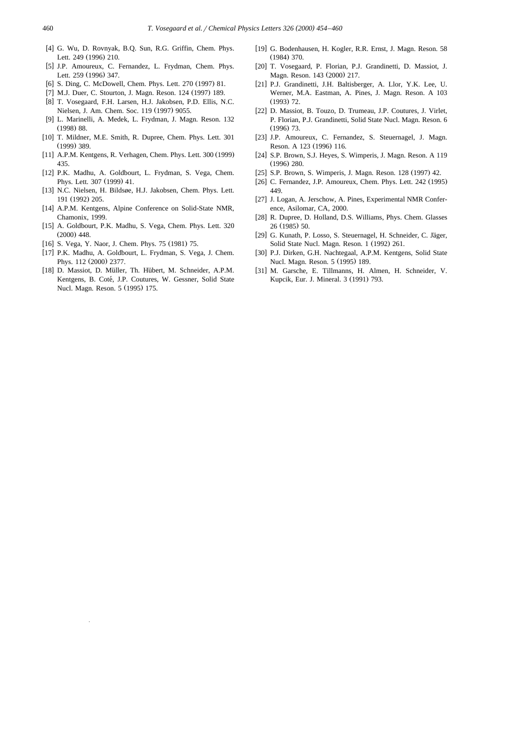[4] G. Wu, D. Rovnyak, B.Q. Sun, R.G. Griffin, Chem. Phys. Lett. 249 (1996) 210.

[5] J.P. Amoureux, C. Fernandez, L. Frydman, Chem. Phys. Lett. 259 (1996) 347.

[6] S. Ding, C. McDowell, Chem. Phys. Lett. 270 (1997) 81.

[7] M.J. Duer, C. Stourton, J. Magn. Reson. 124 (1997) 189.

[8] T. Vosegaard, F.H. Larsen, H.J. Jakobsen, P.D. Ellis, N.C. Nielsen, J. Am. Chem. Soc. 119 (1997) 9055.

[9] L. Marinelli, A. Medek, L. Frydman, J. Magn. Reson. 132 (1998) 88.

[10] T. Mildner, M.E. Smith, R. Dupree, Chem. Phys. Lett. 301 (1999) 389.

[11] A.P.M. Kentgens, R. Verhagen, Chem. Phys. Lett. 300 (1999) 435.

[12] P.K. Madhu, A. Goldbourt, L. Frydman, S. Vega, Chem. Phys. Lett. 307 (1999) 41.

[13] N.C. Nielsen, H. Bildsøe, H.J. Jakobsen, Chem. Phys. Lett. 191 (1992) 205.

[14] A.P.M. Kentgens, Alpine Conference on Solid-State NMR, Chamonix, 1999.

[15] A. Goldbourt, P.K. Madhu, S. Vega, Chem. Phys. Lett. 320 (2000) 448.

[16] S. Vega, Y. Naor, J. Chem. Phys. 75 (1981) 75.

[17] P.K. Madhu, A. Goldbourt, L. Frydman, S. Vega, J. Chem. Phys. 112 (2000) 2377.

[18] D. Massiot, D. Müller, Th. Hübert, M. Schneider, A.P.M. Kentgens, B. Coté, J.P. Coutures, W. Gessner, Solid State Nucl. Magn. Reson. 5 (1995) 175.

[19] G. Bodenhausen, H. Kogler, R.R. Ernst, J. Magn. Reson. 58 (1984) 370.

[20] T. Vosegaard, P. Florian, P.J. Grandinetti, D. Massiot, J. Magn. Reson. 143 (2000) 217.

[21] P.J. Grandinetti, J.H. Baltisberger, A. Llor, Y.K. Lee, U. Werner, M.A. Eastman, A. Pines, J. Magn. Reson. A 103 (1993) 72.

[22] D. Massiot, B. Touzo, D. Trumeau, J.P. Coutures, J. Virlet, P. Florian, P.J. Grandinetti, Solid State Nucl. Magn. Reson. 6 (1996) 73.

[23] J.P. Amoureux, C. Fernandez, S. Steuernagel, J. Magn. Reson. A 123 (1996) 116.

[24] S.P. Brown, S.J. Heyes, S. Wimperis, J. Magn. Reson. A 119 (1996) 280.

[25] S.P. Brown, S. Wimperis, J. Magn. Reson. 128 (1997) 42.

[26] C. Fernandez, J.P. Amoureux, Chem. Phys. Lett. 242 (1995) 449.

[27] J. Logan, A. Jerschow, A. Pines, Experimental NMR Conference, Asilomar, CA, 2000.

[28] R. Dupree, D. Holland, D.S. Williams, Phys. Chem. Glasses 26 (1985) 50.

[29] G. Kunath, P. Losso, S. Steuernagel, H. Schneider, C. Jäger, Solid State Nucl. Magn. Reson. 1 (1992) 261.

[30] P.J. Dirken, G.H. Nachtegaal, A.P.M. Kentgens, Solid State Nucl. Magn. Reson. 5 (1995) 189.

[31] M. Garsche, E. Tillmanns, H. Almen, H. Schneider, V. Kupcik, Eur. J. Mineral. 3 (1991) 793.